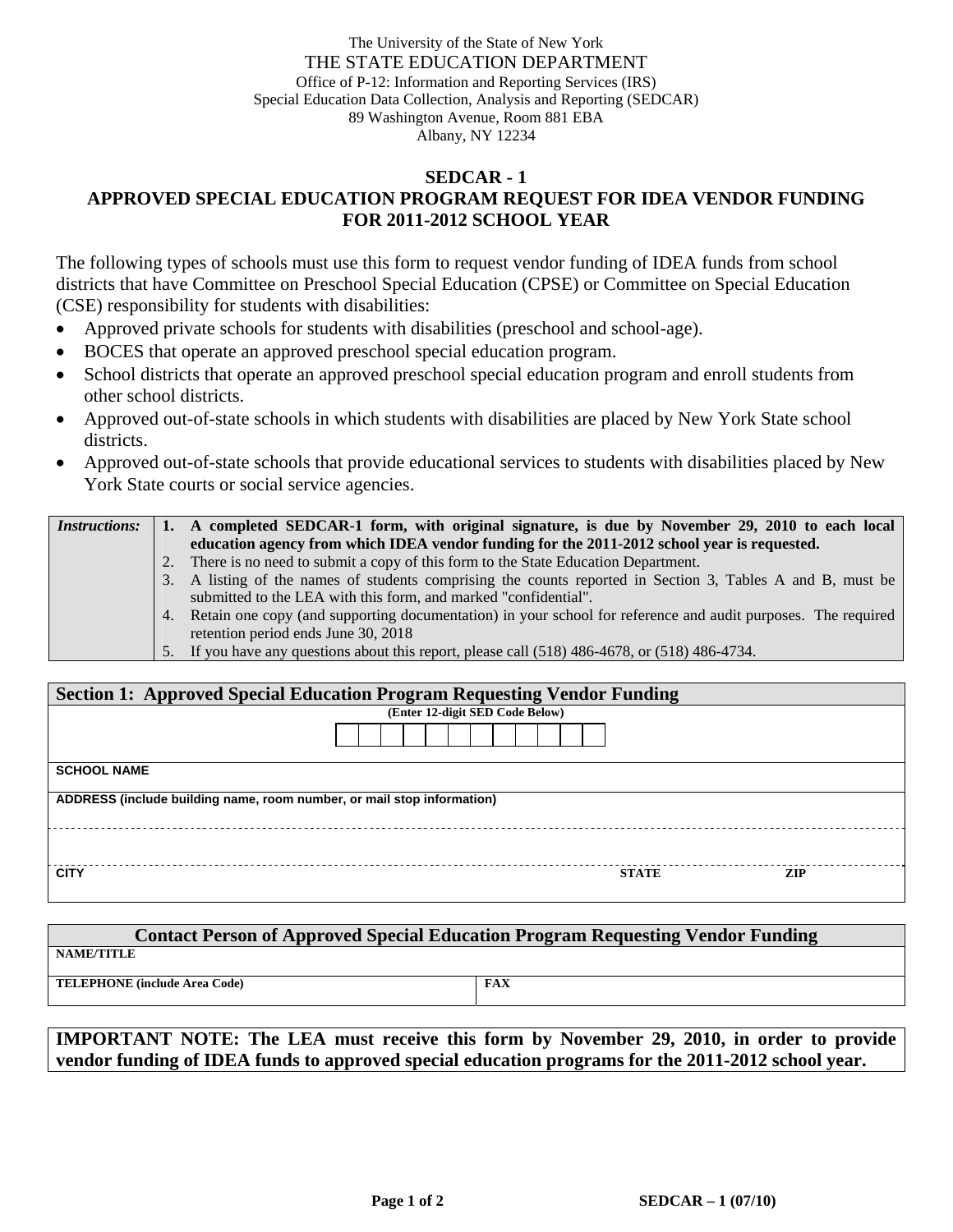The University of the State of New York
THE STATE EDUCATION DEPARTMENT
Office of P-12: Information and Reporting Services (IRS)
Special Education Data Collection, Analysis and Reporting (SEDCAR)
89 Washington Avenue, Room 881 EBA
Albany, NY 12234

# SEDCAR - 1
# APPROVED SPECIAL EDUCATION PROGRAM REQUEST FOR IDEA VENDOR FUNDING FOR 2011-2012 SCHOOL YEAR

The following types of schools must use this form to request vendor funding of IDEA funds from school districts that have Committee on Preschool Special Education (CPSE) or Committee on Special Education (CSE) responsibility for students with disabilities:

- Approved private schools for students with disabilities (preschool and school-age).
- BOCES that operate an approved preschool special education program.
- School districts that operate an approved preschool special education program and enroll students from other school districts.
- Approved out-of-state schools in which students with disabilities are placed by New York State school districts.
- Approved out-of-state schools that provide educational services to students with disabilities placed by New York State courts or social service agencies.

| *Instructions:* | |
|---|---|
| | **1. A completed SEDCAR-1 form, with original signature, is due by November 29, 2010 to each local education agency from which IDEA vendor funding for the 2011-2012 school year is requested.** |
| | 2. There is no need to submit a copy of this form to the State Education Department. |
| | 3. A listing of the names of students comprising the counts reported in Section 3, Tables A and B, must be submitted to the LEA with this form, and marked "confidential". |
| | 4. Retain one copy (and supporting documentation) in your school for reference and audit purposes. The required retention period ends June 30, 2018 |
| | 5. If you have any questions about this report, please call (518) 486-4678, or (518) 486-4734. |

| Section 1: Approved Special Education Program Requesting Vendor Funding | | |
|---|---|---|
| (Enter 12-digit SED Code Below) | | |
| SCHOOL NAME | | |
| ADDRESS (include building name, room number, or mail stop information) | | |
| | | |
| CITY | STATE | ZIP |

| Contact Person of Approved Special Education Program Requesting Vendor Funding | |
|---|---|
| NAME/TITLE | |
| TELEPHONE (include Area Code) | FAX |

**IMPORTANT NOTE: The LEA must receive this form by November 29, 2010, in order to provide vendor funding of IDEA funds to approved special education programs for the 2011-2012 school year.**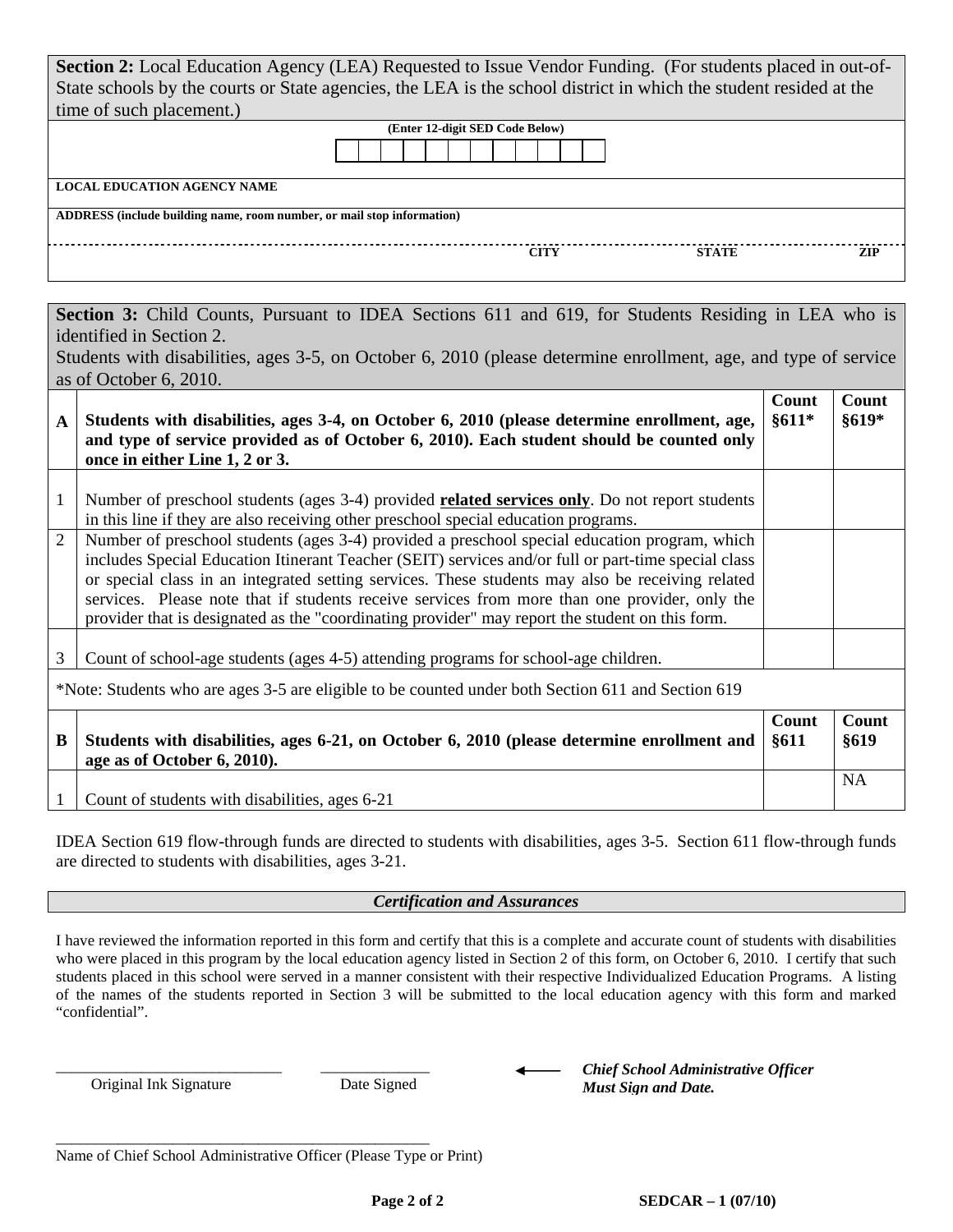**Section 2:** Local Education Agency (LEA) Requested to Issue Vendor Funding. (For students placed in out-of-State schools by the courts or State agencies, the LEA is the school district in which the student resided at the time of such placement.)

**(Enter 12-digit SED Code Below)**

| | | | | | | | | | | | |
|---|---|---|---|---|---|---|---|---|---|---|---|
| | | | | | | | | | | | |

**LOCAL EDUCATION AGENCY NAME**

**ADDRESS (include building name, room number, or mail stop information)**

**CITY** **STATE** **ZIP**

**Section 3:** Child Counts, Pursuant to IDEA Sections 611 and 619, for Students Residing in LEA who is identified in Section 2.
Students with disabilities, ages 3-5, on October 6, 2010 (please determine enrollment, age, and type of service as of October 6, 2010.

| | | | |
|---|---|---|---|
| **A** | **Students with disabilities, ages 3-4, on October 6, 2010 (please determine enrollment, age, and type of service provided as of October 6, 2010). Each student should be counted only once in either Line 1, 2 or 3.** | **Count §611*** | **Count §619*** |
| 1 | Number of preschool students (ages 3-4) provided **related services only**. Do not report students in this line if they are also receiving other preschool special education programs. | | |
| 2 | Number of preschool students (ages 3-4) provided a preschool special education program, which includes Special Education Itinerant Teacher (SEIT) services and/or full or part-time special class or special class in an integrated setting services. These students may also be receiving related services. Please note that if students receive services from more than one provider, only the provider that is designated as the "coordinating provider" may report the student on this form. | | |
| 3 | Count of school-age students (ages 4-5) attending programs for school-age children. | | |
| *Note: Students who are ages 3-5 are eligible to be counted under both Section 611 and Section 619 | | | |
| **B** | **Students with disabilities, ages 6-21, on October 6, 2010 (please determine enrollment and age as of October 6, 2010).** | **Count §611** | **Count §619** |
| 1 | Count of students with disabilities, ages 6-21 | | NA |

IDEA Section 619 flow-through funds are directed to students with disabilities, ages 3-5. Section 611 flow-through funds are directed to students with disabilities, ages 3-21.

***Certification and Assurances***

I have reviewed the information reported in this form and certify that this is a complete and accurate count of students with disabilities who were placed in this program by the local education agency listed in Section 2 of this form, on October 6, 2010. I certify that such students placed in this school were served in a manner consistent with their respective Individualized Education Programs. A listing of the names of the students reported in Section 3 will be submitted to the local education agency with this form and marked "confidential".

_____________________________ Original Ink Signature

______________ Date Signed

← ***Chief School Administrative Officer Must Sign and Date.***

_______________________________________________
Name of Chief School Administrative Officer (Please Type or Print)

**SEDCAR – 1 (07/10)**